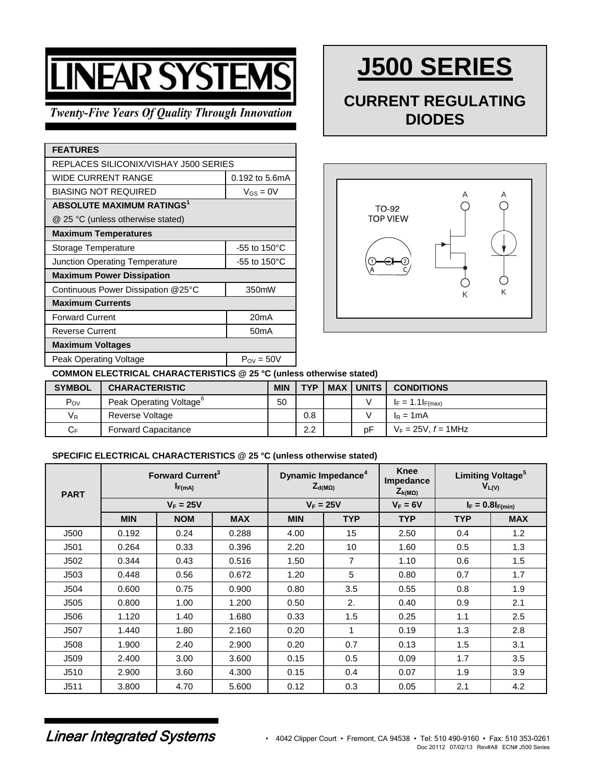# LINEAR SYSTEMS

*Twenty-Five Years Of Quality Through Innovation*

# J500 SERIES

## CURRENT REGULATING DIODES

| FEATURES | |
|---|---|
| REPLACES SILICONIX/VISHAY J500 SERIES | |
| WIDE CURRENT RANGE | 0.192 to 5.6mA |
| BIASING NOT REQUIRED | $V_{GS}$ = 0V |
| **ABSOLUTE MAXIMUM RATINGS[1]** | |
| @ 25 °C (unless otherwise stated) | |
| **Maximum Temperatures** | |
| Storage Temperature | -55 to 150°C |
| Junction Operating Temperature | -55 to 150°C |
| **Maximum Power Dissipation** | |
| Continuous Power Dissipation @25°C | 350mW |
| **Maximum Currents** | |
| Forward Current | 20mA |
| Reverse Current | 50mA |
| **Maximum Voltages** | |
| Peak Operating Voltage | $P_{OV}$ = 50V |

TO-92
TOP VIEW
1 2
A C
A A
K K

**COMMON ELECTRICAL CHARACTERISTICS @ 25 °C (unless otherwise stated)**

| SYMBOL | CHARACTERISTIC | MIN | TYP | MAX | UNITS | CONDITIONS |
|---|---|---|---|---|---|---|
| $P_{OV}$ | Peak Operating Voltage[6] | 50 | | | V | $I_F = 1.1I_{F(max)}$ |
| $V_R$ | Reverse Voltage | | 0.8 | | V | $I_R$ = 1mA |
| $C_F$ | Forward Capacitance | | 2.2 | | pF | $V_F$ = 25V, $f$ = 1MHz |

**SPECIFIC ELECTRICAL CHARACTERISTICS @ 25 °C (unless otherwise stated)**

| PART | Forward Current[3] $I_{F(mA)}$ | | | Dynamic Impedance[4] $Z_{d(M\Omega)}$ | | Knee Impedance $Z_{k(M\Omega)}$ | Limiting Voltage[5] $V_{L(V)}$ | |
|---|---|---|---|---|---|---|---|---|
| | $V_F$ = 25V | | | $V_F$ = 25V | | $V_F$ = 6V | $I_F = 0.8I_{F(min)}$ | |
| | MIN | NOM | MAX | MIN | TYP | TYP | TYP | MAX |
| J500 | 0.192 | 0.24 | 0.288 | 4.00 | 15 | 2.50 | 0.4 | 1.2 |
| J501 | 0.264 | 0.33 | 0.396 | 2.20 | 10 | 1.60 | 0.5 | 1.3 |
| J502 | 0.344 | 0.43 | 0.516 | 1.50 | 7 | 1.10 | 0.6 | 1.5 |
| J503 | 0.448 | 0.56 | 0.672 | 1.20 | 5 | 0.80 | 0.7 | 1.7 |
| J504 | 0.600 | 0.75 | 0.900 | 0.80 | 3.5 | 0.55 | 0.8 | 1.9 |
| J505 | 0.800 | 1.00 | 1.200 | 0.50 | 2. | 0.40 | 0.9 | 2.1 |
| J506 | 1.120 | 1.40 | 1.680 | 0.33 | 1.5 | 0.25 | 1.1 | 2.5 |
| J507 | 1.440 | 1.80 | 2.160 | 0.20 | 1 | 0.19 | 1.3 | 2.8 |
| J508 | 1.900 | 2.40 | 2.900 | 0.20 | 0.7 | 0.13 | 1.5 | 3.1 |
| J509 | 2.400 | 3.00 | 3.600 | 0.15 | 0.5 | 0.09 | 1.7 | 3.5 |
| J510 | 2.900 | 3.60 | 4.300 | 0.15 | 0.4 | 0.07 | 1.9 | 3.9 |
| J511 | 3.800 | 4.70 | 5.600 | 0.12 | 0.3 | 0.05 | 2.1 | 4.2 |

*Linear Integrated Systems* • 4042 Clipper Court • Fremont, CA 94538 • Tel: 510 490-9160 • Fax: 510 353-0261

Doc 20112 07/02/13 Rev#A8 ECN# J500 Series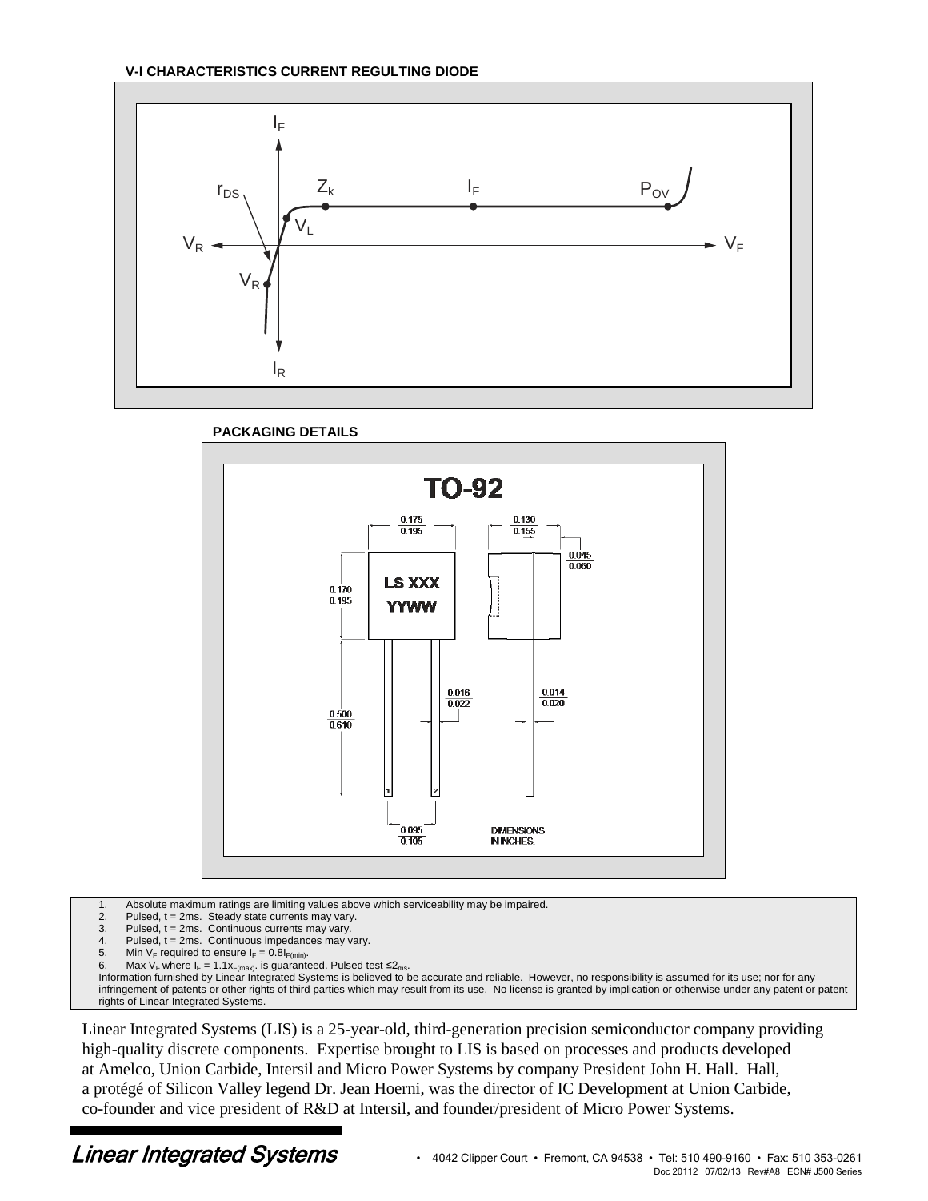**V-I CHARACTERISTICS CURRENT REGULTING DIODE**

$I_F$

$r_{DS}$

$Z_k$

$I_F$

$P_{OV}$

$V_L$

$V_R$

$V_F$

$V_R$

$I_R$

**PACKAGING DETAILS**

**TO-92**

0.175
0.195

0.130
0.155

0.045
0.060

LS XXX
YYWW

0.170
0.195

0.016
0.022

0.014
0.020

0.500
0.610

1

2

0.095
0.105

DIMENSIONS
IN INCHES.

1. Absolute maximum ratings are limiting values above which serviceability may be impaired.
2. Pulsed, t = 2ms. Steady state currents may vary.
3. Pulsed, t = 2ms. Continuous currents may vary.
4. Pulsed, t = 2ms. Continuous impedances may vary.
5. Min $V_F$ required to ensure $I_F = 0.8I_{F(min)}$.
6. Max $V_F$ where $I_F = 1.1xI_{F(max)}$, is guaranteed. Pulsed test ≤2ms.

Information furnished by Linear Integrated Systems is believed to be accurate and reliable. However, no responsibility is assumed for its use; nor for any infringement of patents or other rights of third parties which may result from its use. No license is granted by implication or otherwise under any patent or patent rights of Linear Integrated Systems.

Linear Integrated Systems (LIS) is a 25-year-old, third-generation precision semiconductor company providing high-quality discrete components. Expertise brought to LIS is based on processes and products developed at Amelco, Union Carbide, Intersil and Micro Power Systems by company President John H. Hall. Hall, a protégé of Silicon Valley legend Dr. Jean Hoerni, was the director of IC Development at Union Carbide, co-founder and vice president of R&D at Intersil, and founder/president of Micro Power Systems.

*Linear Integrated Systems*

• 4042 Clipper Court • Fremont, CA 94538 • Tel: 510 490-9160 • Fax: 510 353-0261

Doc 20112 07/02/13 Rev#A8 ECN# J500 Series